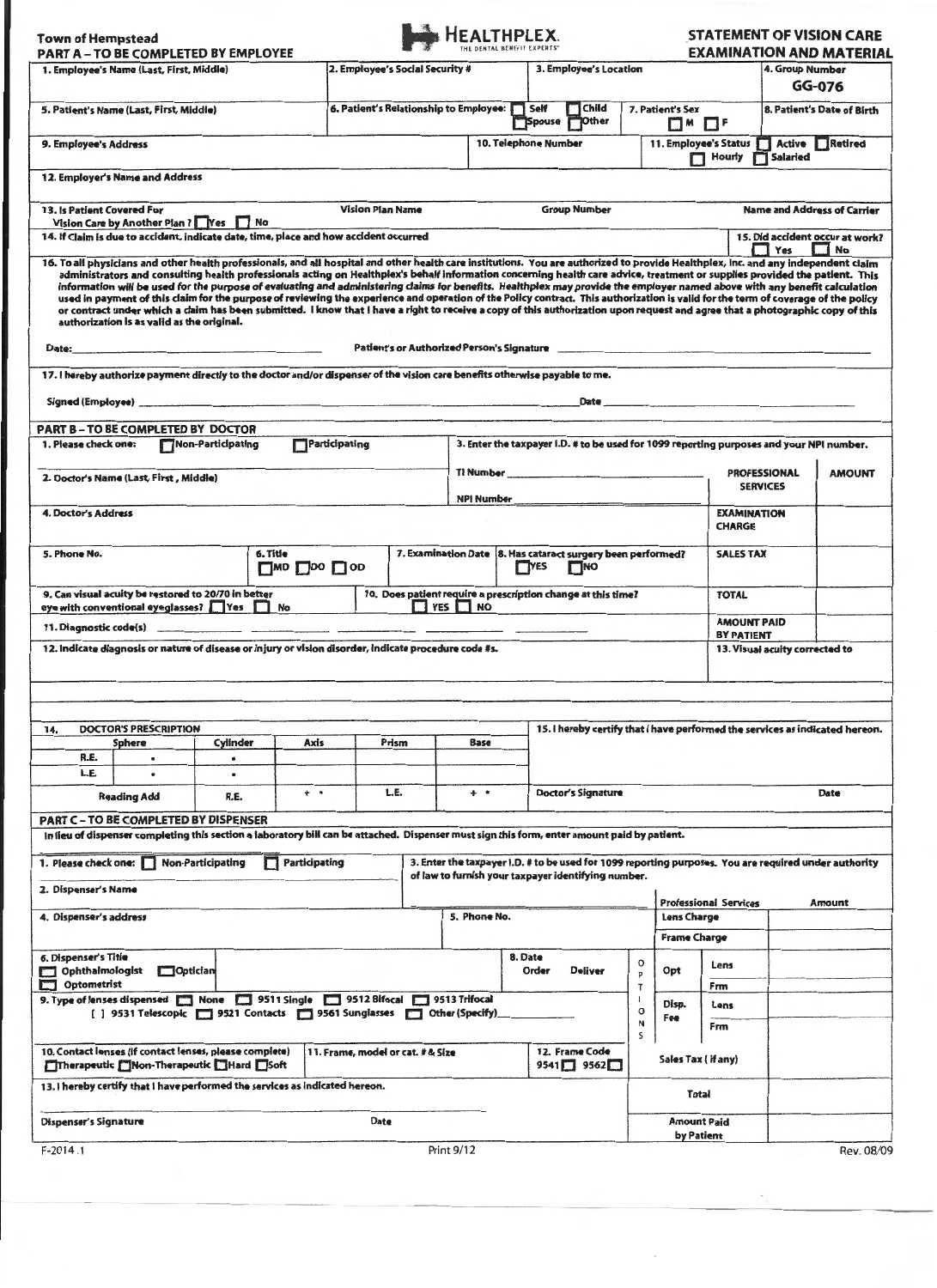Town of Hempstead

**HEALTHPLEX.** THE DENTAL BENEFIT EXPERTS

## STATEMENT OF VISION CARE EXAMINATION AND MATERIAL

## PART A – TO BE COMPLETED BY EMPLOYEE

| 1. Employee's Name (Last, First, Middle) | 2. Employee's Social Security # | 3. Employee's Location | 4. Group Number GG-076 |
|---|---|---|---|
| 5. Patient's Name (Last, First, Middle) | 6. Patient's Relationship to Employee: ☐ Self ☐ Child ☐ Spouse ☐ Other | 7. Patient's Sex ☐ M ☐ F | 8. Patient's Date of Birth |
| 9. Employee's Address | 10. Telephone Number | 11. Employee's Status ☐ Active ☐ Retired ☐ Hourly ☐ Salaried | |
| 12. Employer's Name and Address | | | |

| 13. Is Patient Covered For Vision Care by Another Plan? ☐ Yes ☐ No | Vision Plan Name | Group Number | Name and Address of Carrier |
|---|---|---|---|

14. If claim is due to accident, indicate date, time, place and how accident occurred

15. Did accident occur at work? ☐ Yes ☐ No

16. To all physicians and other health professionals, and all hospital and other health care institutions. You are authorized to provide Healthplex, Inc. and any independent claim administrators and consulting health professionals acting on Healthplex's behalf information concerning health care advice, treatment or supplies provided the patient. This information will be used for the purpose of evaluating and administering claims for benefits. Healthplex may provide the employer named above with any benefit calculation used in payment of this claim for the purpose of reviewing the experience and operation of the Policy contract. This authorization is valid for the term of coverage of the policy or contract under which a claim has been submitted. I know that I have a right to receive a copy of this authorization upon request and agree that a photographic copy of this authorization is as valid as the original.

Date: ____________________ Patient's or Authorized Person's Signature ____________________

17. I hereby authorize payment directly to the doctor and/or dispenser of the vision care benefits otherwise payable to me.

Signed (Employee) ____________________ Date ____________________

## PART B – TO BE COMPLETED BY DOCTOR

1. Please check one: ☐ Non-Participating ☐ Participating

3. Enter the taxpayer I.D. # to be used for 1099 reporting purposes and your NPI number.

2. Doctor's Name (Last, First, Middle)

TI Number ____________________

NPI Number ____________________

4. Doctor's Address

5. Phone No.

6. Title ☐ MD ☐ DO ☐ OD

7. Examination Date

8. Has cataract surgery been performed? ☐ YES ☐ NO

9. Can visual acuity be restored to 20/70 in better eye with conventional eyeglasses? ☐ Yes ☐ No

10. Does patient require a prescription change at this time? ☐ YES ☐ NO

11. Diagnostic code(s) ____________________

12. Indicate diagnosis or nature of disease or injury or vision disorder, indicate procedure code #s.

| PROFESSIONAL SERVICES | AMOUNT |
|---|---|
| EXAMINATION CHARGE | |
| SALES TAX | |
| TOTAL | |
| AMOUNT PAID BY PATIENT | |

13. Visual acuity corrected to

14. DOCTOR'S PRESCRIPTION

| | Sphere | Cylinder | Axis | Prism | Base |
|---|---|---|---|---|---|
| R.E. | . | . | | | |
| L.E. | . | . | | | |
| Reading Add | R.E. | + . | L.E. | + . | |

15. I hereby certify that I have performed the services as indicated hereon.

Doctor's Signature ____________________ Date ____________________

## PART C – TO BE COMPLETED BY DISPENSER

In lieu of dispenser completing this section a laboratory bill can be attached. Dispenser must sign this form, enter amount paid by patient.

1. Please check one: ☐ Non-Participating ☐ Participating

3. Enter the taxpayer I.D. # to be used for 1099 reporting purposes. You are required under authority of law to furnish your taxpayer identifying number.

2. Dispenser's Name

4. Dispenser's address

5. Phone No.

6. Dispenser's Title ☐ Ophthalmologist ☐ Optician ☐ Optometrist

8. Date Order Deliver

9. Type of lenses dispensed ☐ None ☐ 9511 Single ☐ 9512 Bifocal ☐ 9513 Trifocal [ ] 9531 Telescopic ☐ 9521 Contacts ☐ 9561 Sunglasses ☐ Other (Specify)____

10. Contact lenses (if contact lenses, please complete) ☐ Therapeutic ☐ Non-Therapeutic ☐ Hard ☐ Soft

11. Frame, model or cat. # & Size

12. Frame Code 9541☐ 9562☐

| Professional Services | | | Amount |
|---|---|---|---|
| Lens Charge | | | |
| Frame Charge | | | |
| OPTIONS | Opt | Lens | |
| | | Frm | |
| | Disp. Fee | Lens | |
| | | Frm | |
| Sales Tax (if any) | | | |
| Total | | | |
| Amount Paid by Patient | | | |

13. I hereby certify that I have performed the services as indicated hereon.

Dispenser's Signature ____________________ Date ____________________

F-2014.1 Print 9/12 Rev. 08/09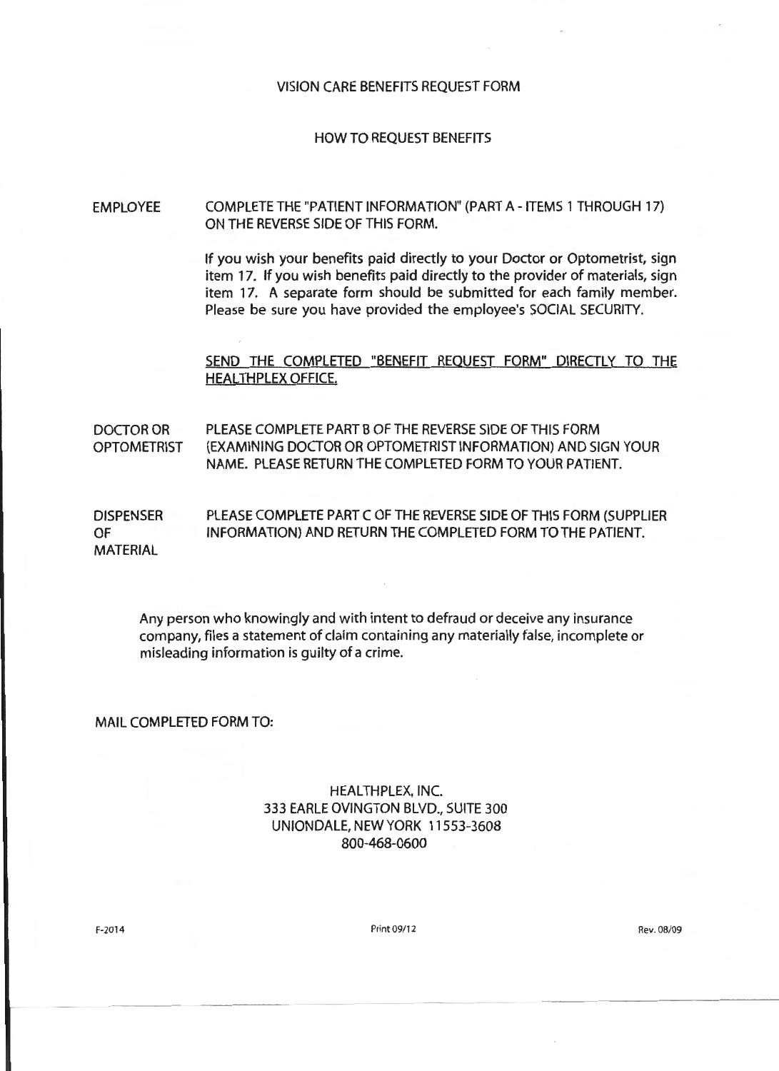# VISION CARE BENEFITS REQUEST FORM

## HOW TO REQUEST BENEFITS

**EMPLOYEE**

COMPLETE THE "PATIENT INFORMATION" (PART A - ITEMS 1 THROUGH 17) ON THE REVERSE SIDE OF THIS FORM.

If you wish your benefits paid directly to your Doctor or Optometrist, sign item 17. If you wish benefits paid directly to the provider of materials, sign item 17. A separate form should be submitted for each family member. Please be sure you have provided the employee's SOCIAL SECURITY.

<u>SEND THE COMPLETED "BENEFIT REQUEST FORM" DIRECTLY TO THE HEALTHPLEX OFFICE.</u>

**DOCTOR OR OPTOMETRIST**

PLEASE COMPLETE PART B OF THE REVERSE SIDE OF THIS FORM (EXAMINING DOCTOR OR OPTOMETRIST INFORMATION) AND SIGN YOUR NAME. PLEASE RETURN THE COMPLETED FORM TO YOUR PATIENT.

**DISPENSER OF MATERIAL**

PLEASE COMPLETE PART C OF THE REVERSE SIDE OF THIS FORM (SUPPLIER INFORMATION) AND RETURN THE COMPLETED FORM TO THE PATIENT.

Any person who knowingly and with intent to defraud or deceive any insurance company, files a statement of claim containing any materially false, incomplete or misleading information is guilty of a crime.

MAIL COMPLETED FORM TO:

HEALTHPLEX, INC.
333 EARLE OVINGTON BLVD., SUITE 300
UNIONDALE, NEW YORK 11553-3608
800-468-0600

F-2014 Print 09/12 Rev. 08/09